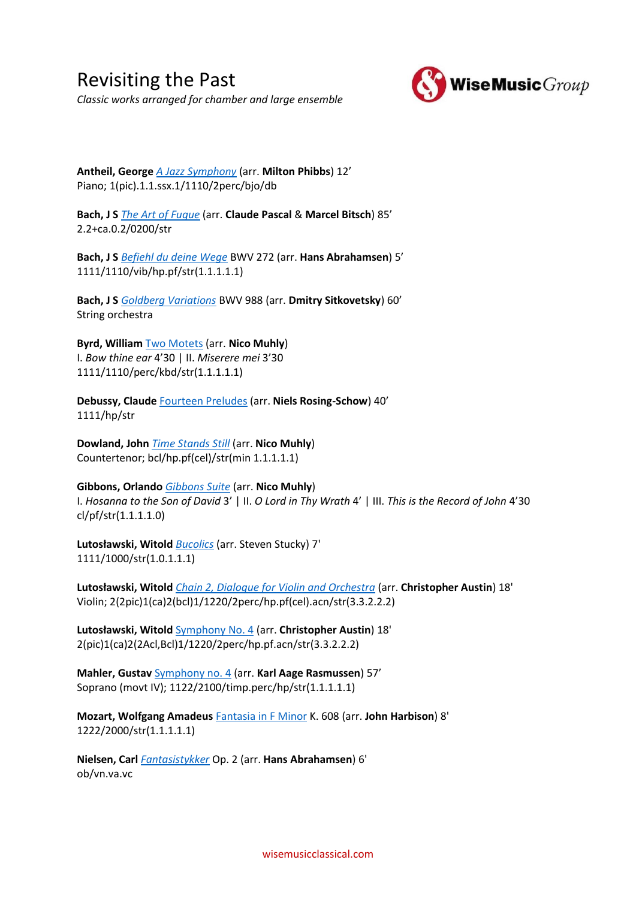# Revisiting the Past

*Classic works arranged for chamber and large ensemble*

**Antheil, George** *A Jazz Symphony* (arr. **Milton Phibbs**) 12'
Piano; 1(pic).1.1.ssx.1/1110/2perc/bjo/db

**Bach, J S** *The Art of Fugue* (arr. **Claude Pascal** & **Marcel Bitsch**) 85'
2.2+ca.0.2/0200/str

**Bach, J S** *Befiehl du deine Wege* BWV 272 (arr. **Hans Abrahamsen**) 5'
1111/1110/vib/hp.pf/str(1.1.1.1.1)

**Bach, J S** *Goldberg Variations* BWV 988 (arr. **Dmitry Sitkovetsky**) 60'
String orchestra

**Byrd, William** Two Motets (arr. **Nico Muhly**)
I. *Bow thine ear* 4'30 | II. *Miserere mei* 3'30
1111/1110/perc/kbd/str(1.1.1.1.1)

**Debussy, Claude** Fourteen Preludes (arr. **Niels Rosing-Schow**) 40'
1111/hp/str

**Dowland, John** *Time Stands Still* (arr. **Nico Muhly**)
Countertenor; bcl/hp.pf(cel)/str(min 1.1.1.1.1)

**Gibbons, Orlando** *Gibbons Suite* (arr. **Nico Muhly**)
I. *Hosanna to the Son of David* 3' | II. *O Lord in Thy Wrath* 4' | III. *This is the Record of John* 4'30
cl/pf/str(1.1.1.1.0)

**Lutosławski, Witold** *Bucolics* (arr. Steven Stucky) 7'
1111/1000/str(1.0.1.1.1)

**Lutosławski, Witold** *Chain 2, Dialogue for Violin and Orchestra* (arr. **Christopher Austin**) 18'
Violin; 2(2pic)1(ca)2(bcl)1/1220/2perc/hp.pf(cel).acn/str(3.3.2.2.2)

**Lutosławski, Witold** Symphony No. 4 (arr. **Christopher Austin**) 18'
2(pic)1(ca)2(2Acl,Bcl)1/1220/2perc/hp.pf.acn/str(3.3.2.2.2)

**Mahler, Gustav** Symphony no. 4 (arr. **Karl Aage Rasmussen**) 57'
Soprano (movt IV); 1122/2100/timp.perc/hp/str(1.1.1.1.1)

**Mozart, Wolfgang Amadeus** Fantasia in F Minor K. 608 (arr. **John Harbison**) 8'
1222/2000/str(1.1.1.1.1)

**Nielsen, Carl** *Fantasistykker* Op. 2 (arr. **Hans Abrahamsen**) 6'
ob/vn.va.vc

wisemusicclassical.com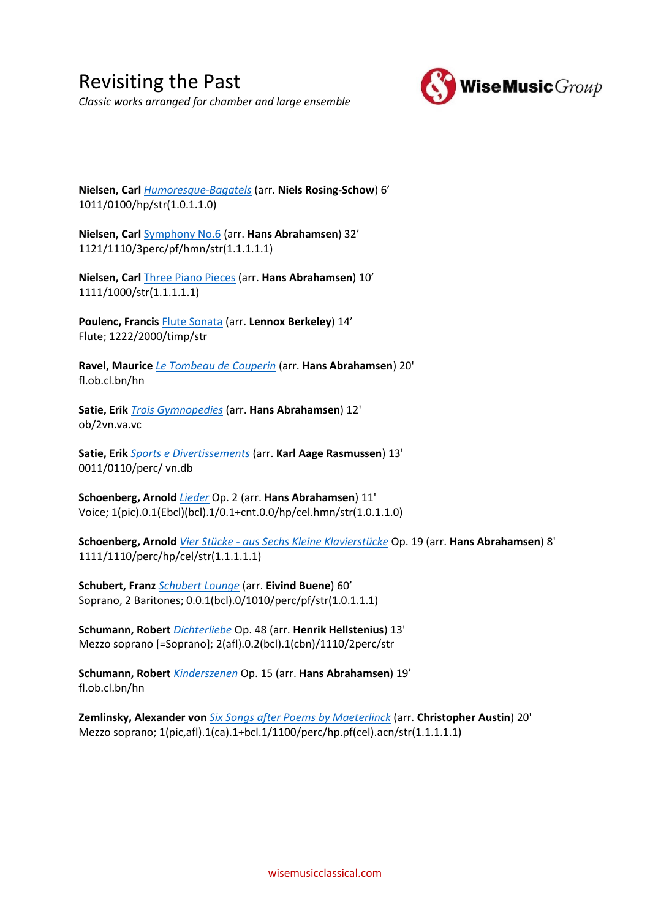# Revisiting the Past

*Classic works arranged for chamber and large ensemble*

**Nielsen, Carl** *Humoresque-Bagatels* (arr. **Niels Rosing-Schow**) 6'
1011/0100/hp/str(1.0.1.1.0)

**Nielsen, Carl** Symphony No.6 (arr. **Hans Abrahamsen**) 32'
1121/1110/3perc/pf/hmn/str(1.1.1.1.1)

**Nielsen, Carl** Three Piano Pieces (arr. **Hans Abrahamsen**) 10'
1111/1000/str(1.1.1.1.1)

**Poulenc, Francis** Flute Sonata (arr. **Lennox Berkeley**) 14'
Flute; 1222/2000/timp/str

**Ravel, Maurice** *Le Tombeau de Couperin* (arr. **Hans Abrahamsen**) 20'
fl.ob.cl.bn/hn

**Satie, Erik** *Trois Gymnopedies* (arr. **Hans Abrahamsen**) 12'
ob/2vn.va.vc

**Satie, Erik** *Sports e Divertissements* (arr. **Karl Aage Rasmussen**) 13'
0011/0110/perc/ vn.db

**Schoenberg, Arnold** *Lieder* Op. 2 (arr. **Hans Abrahamsen**) 11'
Voice; 1(pic).0.1(Ebcl)(bcl).1/0.1+cnt.0.0/hp/cel.hmn/str(1.0.1.1.0)

**Schoenberg, Arnold** *Vier Stücke - aus Sechs Kleine Klavierstücke* Op. 19 (arr. **Hans Abrahamsen**) 8'
1111/1110/perc/hp/cel/str(1.1.1.1.1)

**Schubert, Franz** *Schubert Lounge* (arr. **Eivind Buene**) 60'
Soprano, 2 Baritones; 0.0.1(bcl).0/1010/perc/pf/str(1.0.1.1.1)

**Schumann, Robert** *Dichterliebe* Op. 48 (arr. **Henrik Hellstenius**) 13'
Mezzo soprano [=Soprano]; 2(afl).0.2(bcl).1(cbn)/1110/2perc/str

**Schumann, Robert** *Kinderszenen* Op. 15 (arr. **Hans Abrahamsen**) 19'
fl.ob.cl.bn/hn

**Zemlinsky, Alexander von** *Six Songs after Poems by Maeterlinck* (arr. **Christopher Austin**) 20'
Mezzo soprano; 1(pic,afl).1(ca).1+bcl.1/1100/perc/hp.pf(cel).acn/str(1.1.1.1.1)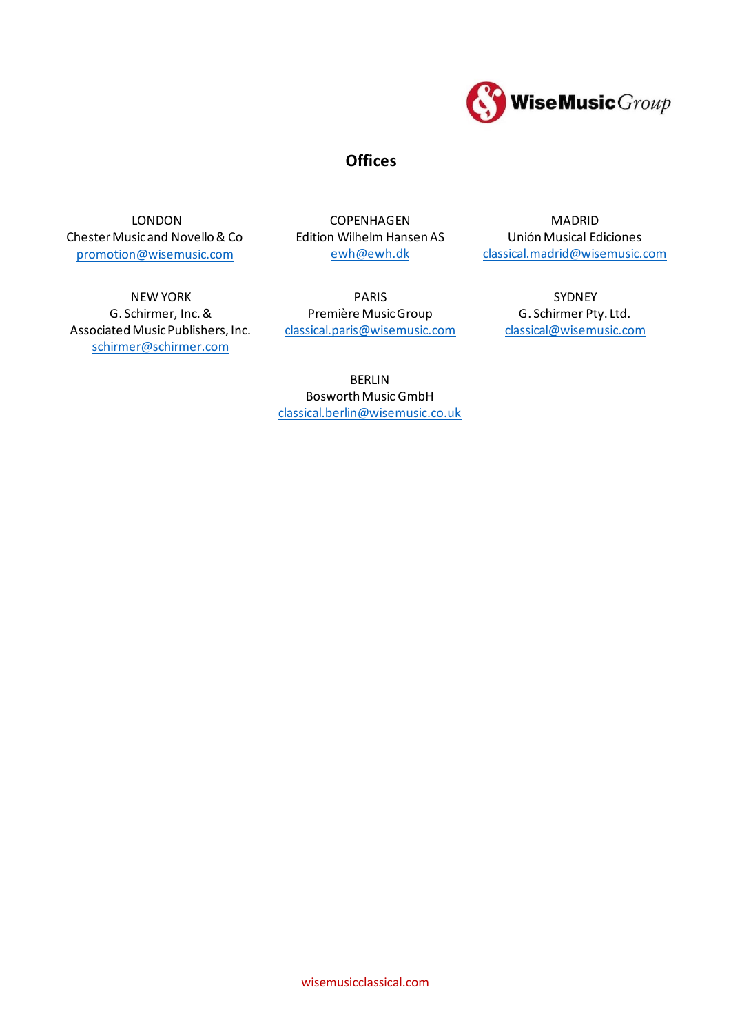Wise Music Group

## Offices

LONDON
Chester Music and Novello & Co
promotion@wisemusic.com

COPENHAGEN
Edition Wilhelm Hansen AS
ewh@ewh.dk

MADRID
Unión Musical Ediciones
classical.madrid@wisemusic.com

NEW YORK
G. Schirmer, Inc. &
Associated Music Publishers, Inc.
schirmer@schirmer.com

PARIS
Première Music Group
classical.paris@wisemusic.com

SYDNEY
G. Schirmer Pty. Ltd.
classical@wisemusic.com

BERLIN
Bosworth Music GmbH
classical.berlin@wisemusic.co.uk

wisemusicclassical.com